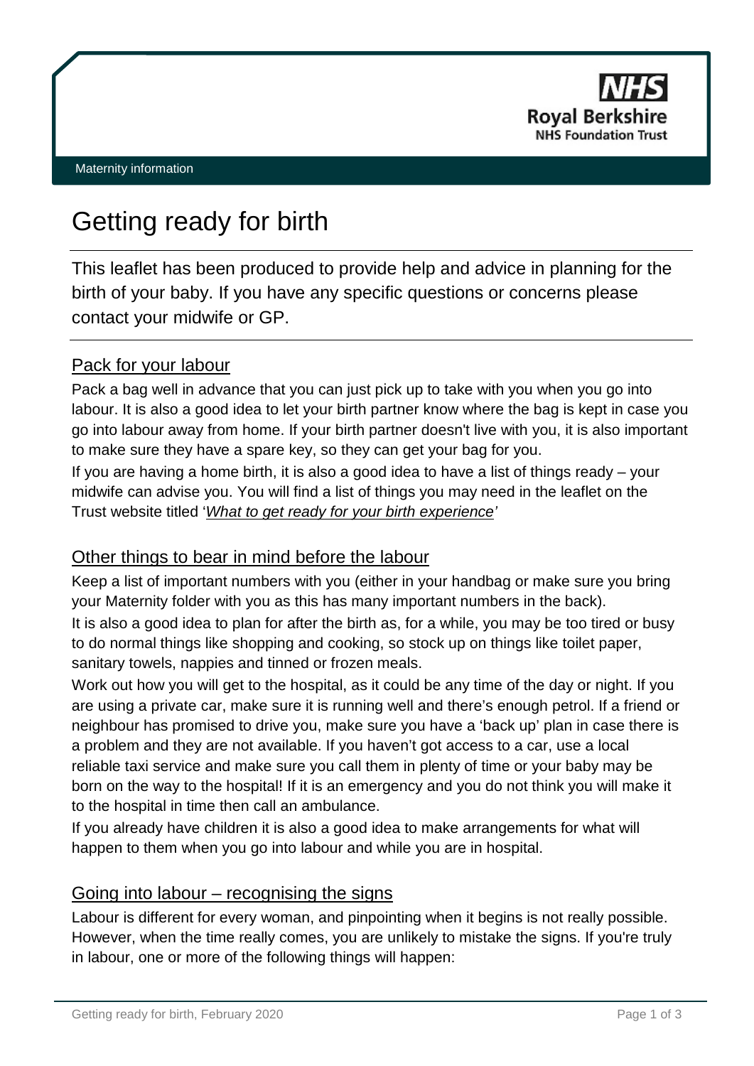Royal Berkshire NHS Foundation Trust

Maternity information

# Getting ready for birth

This leaflet has been produced to provide help and advice in planning for the birth of your baby. If you have any specific questions or concerns please contact your midwife or GP.

## Pack for your labour

Pack a bag well in advance that you can just pick up to take with you when you go into labour. It is also a good idea to let your birth partner know where the bag is kept in case you go into labour away from home. If your birth partner doesn't live with you, it is also important to make sure they have a spare key, so they can get your bag for you.

If you are having a home birth, it is also a good idea to have a list of things ready – your midwife can advise you. You will find a list of things you may need in the leaflet on the Trust website titled '*What to get ready for your birth experience'*

## Other things to bear in mind before the labour

Keep a list of important numbers with you (either in your handbag or make sure you bring your Maternity folder with you as this has many important numbers in the back).

It is also a good idea to plan for after the birth as, for a while, you may be too tired or busy to do normal things like shopping and cooking, so stock up on things like toilet paper, sanitary towels, nappies and tinned or frozen meals.

Work out how you will get to the hospital, as it could be any time of the day or night. If you are using a private car, make sure it is running well and there's enough petrol. If a friend or neighbour has promised to drive you, make sure you have a 'back up' plan in case there is a problem and they are not available. If you haven't got access to a car, use a local reliable taxi service and make sure you call them in plenty of time or your baby may be born on the way to the hospital! If it is an emergency and you do not think you will make it to the hospital in time then call an ambulance.

If you already have children it is also a good idea to make arrangements for what will happen to them when you go into labour and while you are in hospital.

## Going into labour – recognising the signs

Labour is different for every woman, and pinpointing when it begins is not really possible. However, when the time really comes, you are unlikely to mistake the signs. If you're truly in labour, one or more of the following things will happen: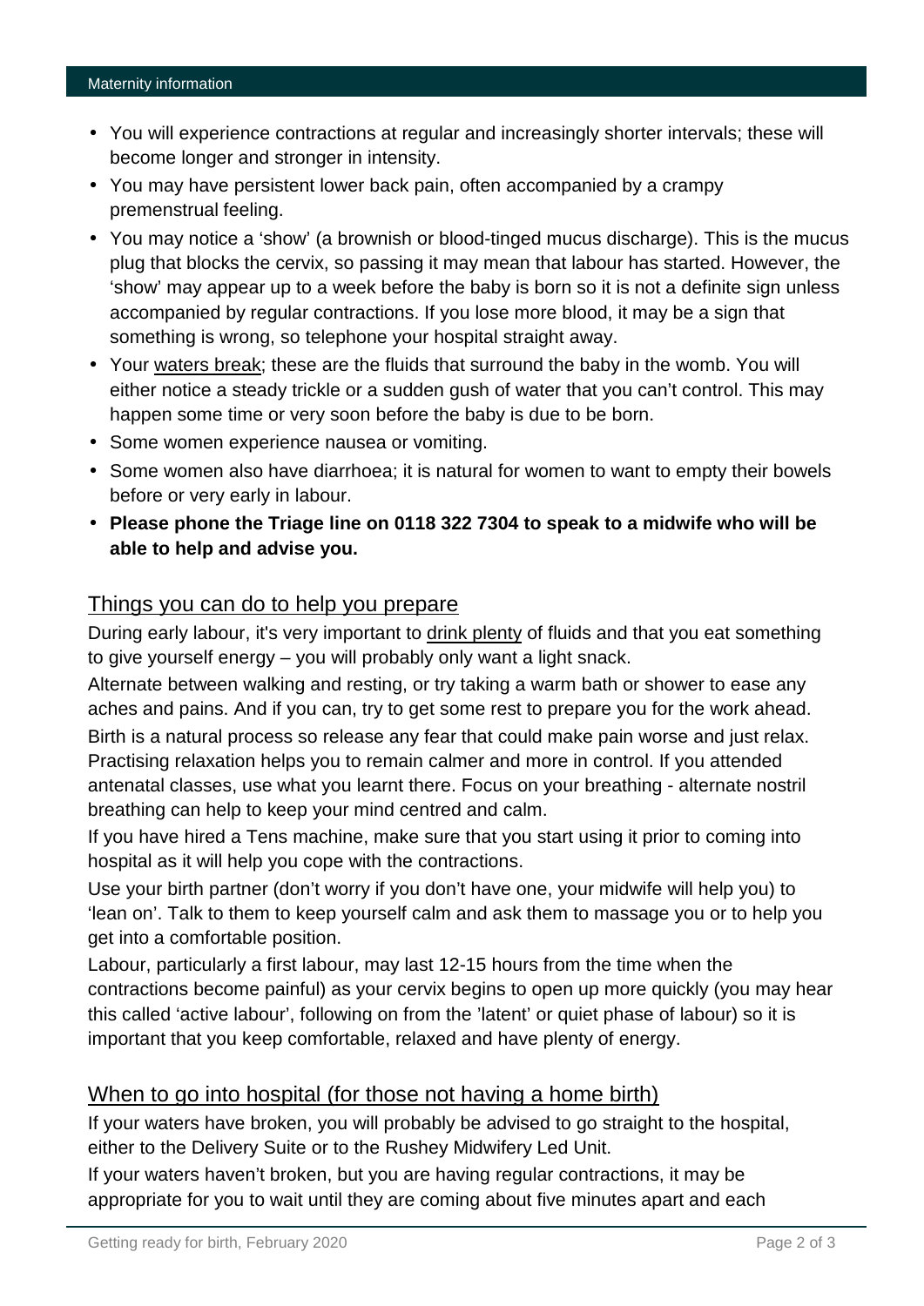- You will experience contractions at regular and increasingly shorter intervals; these will become longer and stronger in intensity.
- You may have persistent lower back pain, often accompanied by a crampy premenstrual feeling.
- You may notice a 'show' (a brownish or blood-tinged mucus discharge). This is the mucus plug that blocks the cervix, so passing it may mean that labour has started. However, the 'show' may appear up to a week before the baby is born so it is not a definite sign unless accompanied by regular contractions. If you lose more blood, it may be a sign that something is wrong, so telephone your hospital straight away.
- Your waters break; these are the fluids that surround the baby in the womb. You will either notice a steady trickle or a sudden gush of water that you can't control. This may happen some time or very soon before the baby is due to be born.
- Some women experience nausea or vomiting.
- Some women also have diarrhoea; it is natural for women to want to empty their bowels before or very early in labour.
- **Please phone the Triage line on 0118 322 7304 to speak to a midwife who will be able to help and advise you.**

## Things you can do to help you prepare

During early labour, it's very important to drink plenty of fluids and that you eat something to give yourself energy – you will probably only want a light snack.

Alternate between walking and resting, or try taking a warm bath or shower to ease any aches and pains. And if you can, try to get some rest to prepare you for the work ahead.

Birth is a natural process so release any fear that could make pain worse and just relax. Practising relaxation helps you to remain calmer and more in control. If you attended antenatal classes, use what you learnt there. Focus on your breathing - alternate nostril breathing can help to keep your mind centred and calm.

If you have hired a Tens machine, make sure that you start using it prior to coming into hospital as it will help you cope with the contractions.

Use your birth partner (don't worry if you don't have one, your midwife will help you) to 'lean on'. Talk to them to keep yourself calm and ask them to massage you or to help you get into a comfortable position.

Labour, particularly a first labour, may last 12-15 hours from the time when the contractions become painful) as your cervix begins to open up more quickly (you may hear this called 'active labour', following on from the 'latent' or quiet phase of labour) so it is important that you keep comfortable, relaxed and have plenty of energy.

## When to go into hospital (for those not having a home birth)

If your waters have broken, you will probably be advised to go straight to the hospital, either to the Delivery Suite or to the Rushey Midwifery Led Unit.

If your waters haven't broken, but you are having regular contractions, it may be appropriate for you to wait until they are coming about five minutes apart and each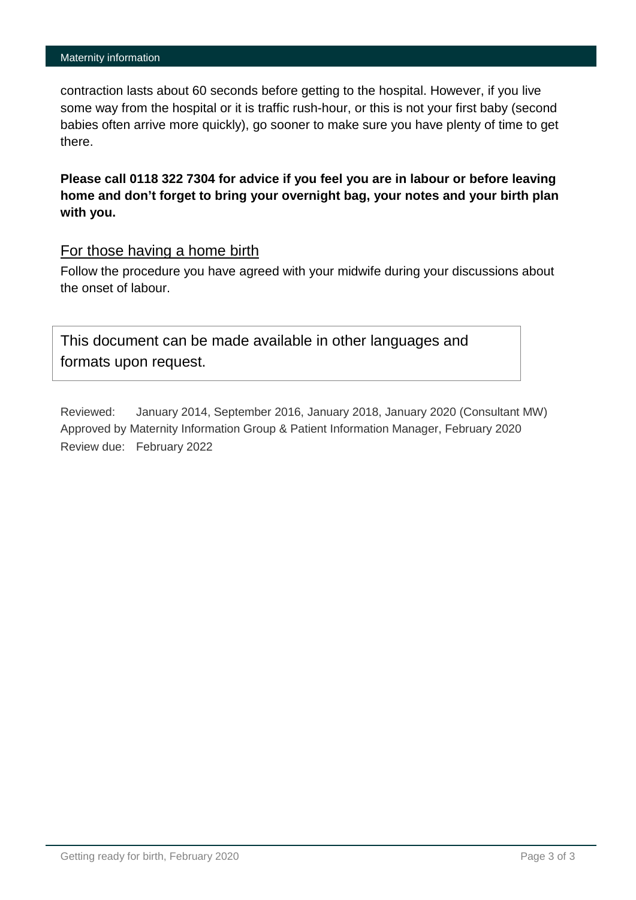contraction lasts about 60 seconds before getting to the hospital. However, if you live some way from the hospital or it is traffic rush-hour, or this is not your first baby (second babies often arrive more quickly), go sooner to make sure you have plenty of time to get there.

**Please call 0118 322 7304 for advice if you feel you are in labour or before leaving home and don't forget to bring your overnight bag, your notes and your birth plan with you.**

## For those having a home birth

Follow the procedure you have agreed with your midwife during your discussions about the onset of labour.

This document can be made available in other languages and formats upon request.

Reviewed: January 2014, September 2016, January 2018, January 2020 (Consultant MW)
Approved by Maternity Information Group & Patient Information Manager, February 2020
Review due: February 2022